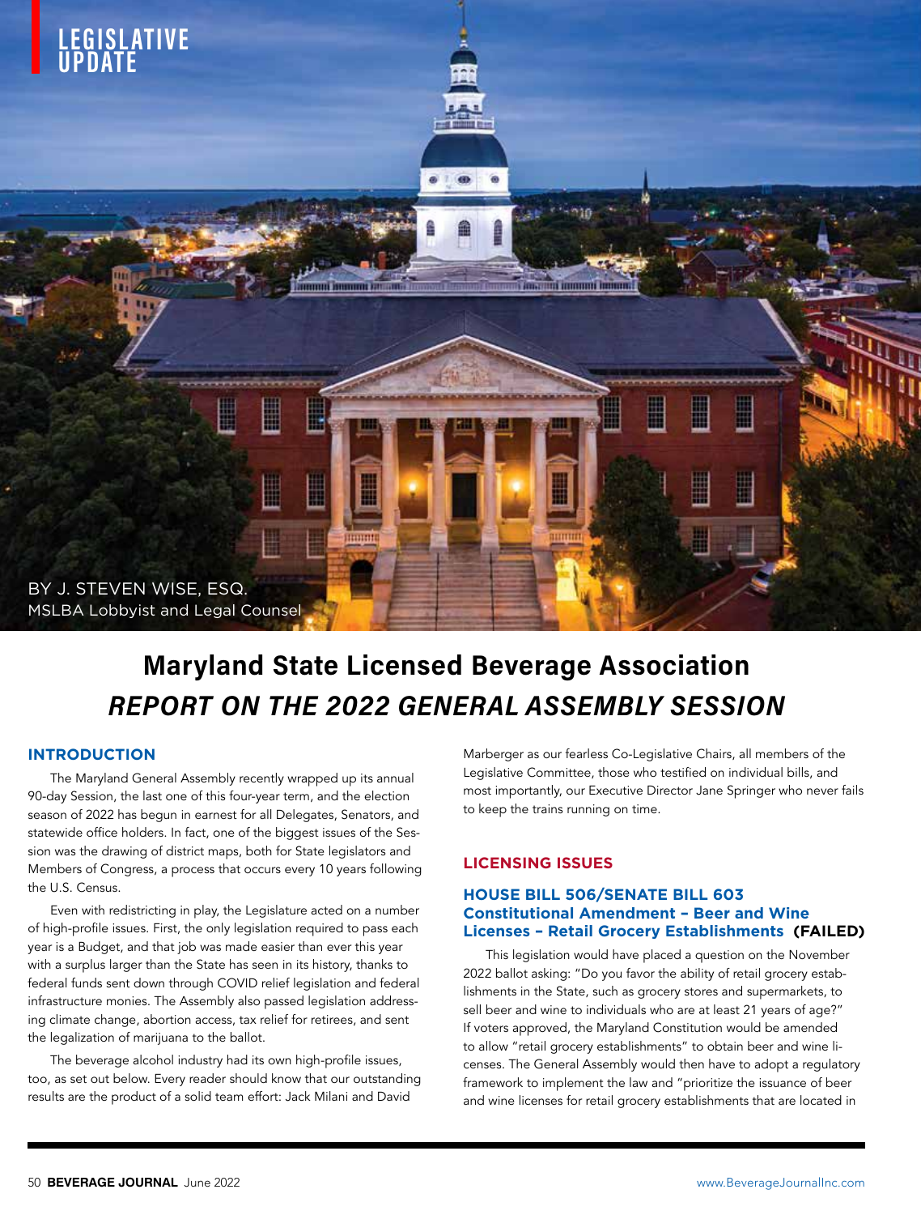LEGISLATIVE UPDATE

BY J. STEVEN WISE, ESQ.
MSLBA Lobbyist and Legal Counsel

# Maryland State Licensed Beverage Association
# *REPORT ON THE 2022 GENERAL ASSEMBLY SESSION*

## INTRODUCTION

The Maryland General Assembly recently wrapped up its annual 90-day Session, the last one of this four-year term, and the election season of 2022 has begun in earnest for all Delegates, Senators, and statewide office holders. In fact, one of the biggest issues of the Session was the drawing of district maps, both for State legislators and Members of Congress, a process that occurs every 10 years following the U.S. Census.

Even with redistricting in play, the Legislature acted on a number of high-profile issues. First, the only legislation required to pass each year is a Budget, and that job was made easier than ever this year with a surplus larger than the State has seen in its history, thanks to federal funds sent down through COVID relief legislation and federal infrastructure monies. The Assembly also passed legislation addressing climate change, abortion access, tax relief for retirees, and sent the legalization of marijuana to the ballot.

The beverage alcohol industry had its own high-profile issues, too, as set out below. Every reader should know that our outstanding results are the product of a solid team effort: Jack Milani and David Marberger as our fearless Co-Legislative Chairs, all members of the Legislative Committee, those who testified on individual bills, and most importantly, our Executive Director Jane Springer who never fails to keep the trains running on time.

## LICENSING ISSUES

### HOUSE BILL 506/SENATE BILL 603 Constitutional Amendment – Beer and Wine Licenses – Retail Grocery Establishments **(FAILED)**

This legislation would have placed a question on the November 2022 ballot asking: "Do you favor the ability of retail grocery establishments in the State, such as grocery stores and supermarkets, to sell beer and wine to individuals who are at least 21 years of age?" If voters approved, the Maryland Constitution would be amended to allow "retail grocery establishments" to obtain beer and wine licenses. The General Assembly would then have to adopt a regulatory framework to implement the law and "prioritize the issuance of beer and wine licenses for retail grocery establishments that are located in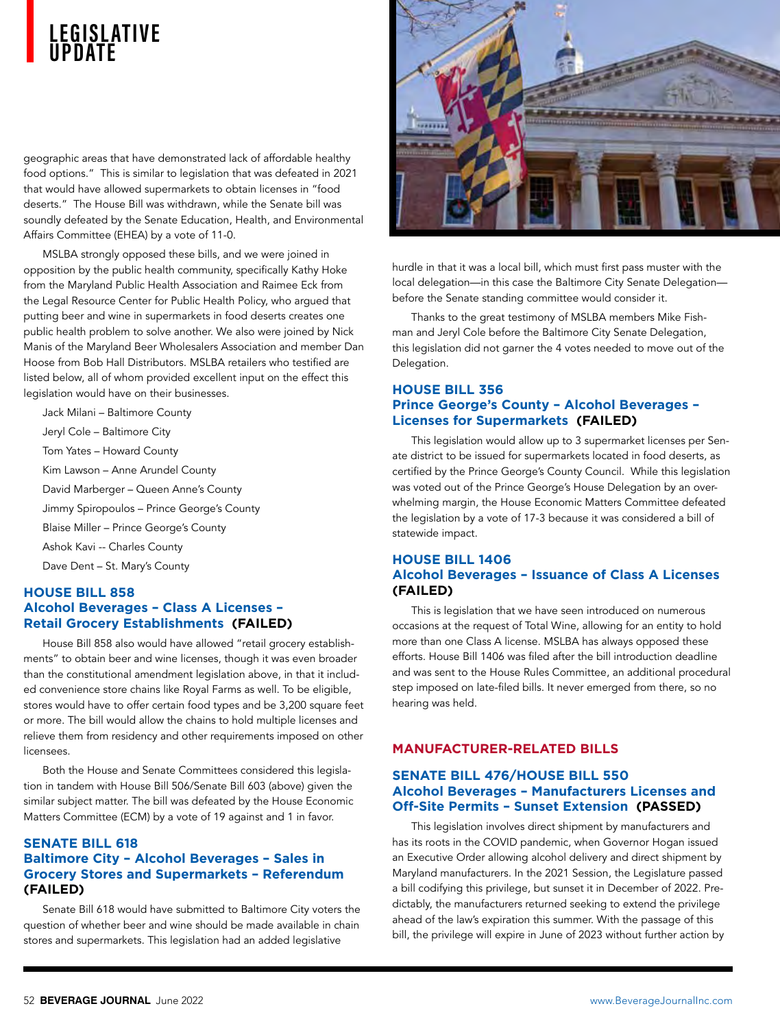# LEGISLATIVE UPDATE

geographic areas that have demonstrated lack of affordable healthy food options." This is similar to legislation that was defeated in 2021 that would have allowed supermarkets to obtain licenses in "food deserts." The House Bill was withdrawn, while the Senate bill was soundly defeated by the Senate Education, Health, and Environmental Affairs Committee (EHEA) by a vote of 11-0.

MSLBA strongly opposed these bills, and we were joined in opposition by the public health community, specifically Kathy Hoke from the Maryland Public Health Association and Raimee Eck from the Legal Resource Center for Public Health Policy, who argued that putting beer and wine in supermarkets in food deserts creates one public health problem to solve another. We also were joined by Nick Manis of the Maryland Beer Wholesalers Association and member Dan Hoose from Bob Hall Distributors. MSLBA retailers who testified are listed below, all of whom provided excellent input on the effect this legislation would have on their businesses.

Jack Milani – Baltimore County
Jeryl Cole – Baltimore City
Tom Yates – Howard County
Kim Lawson – Anne Arundel County
David Marberger – Queen Anne's County
Jimmy Spiropoulos – Prince George's County
Blaise Miller – Prince George's County
Ashok Kavi -- Charles County
Dave Dent – St. Mary's County

### HOUSE BILL 858
### Alcohol Beverages – Class A Licenses – Retail Grocery Establishments **(FAILED)**

House Bill 858 also would have allowed "retail grocery establishments" to obtain beer and wine licenses, though it was even broader than the constitutional amendment legislation above, in that it included convenience store chains like Royal Farms as well. To be eligible, stores would have to offer certain food types and be 3,200 square feet or more. The bill would allow the chains to hold multiple licenses and relieve them from residency and other requirements imposed on other licensees.

Both the House and Senate Committees considered this legislation in tandem with House Bill 506/Senate Bill 603 (above) given the similar subject matter. The bill was defeated by the House Economic Matters Committee (ECM) by a vote of 19 against and 1 in favor.

### SENATE BILL 618
### Baltimore City – Alcohol Beverages – Sales in Grocery Stores and Supermarkets – Referendum **(FAILED)**

Senate Bill 618 would have submitted to Baltimore City voters the question of whether beer and wine should be made available in chain stores and supermarkets. This legislation had an added legislative hurdle in that it was a local bill, which must first pass muster with the local delegation—in this case the Baltimore City Senate Delegation—before the Senate standing committee would consider it.

Thanks to the great testimony of MSLBA members Mike Fishman and Jeryl Cole before the Baltimore City Senate Delegation, this legislation did not garner the 4 votes needed to move out of the Delegation.

### HOUSE BILL 356
### Prince George's County – Alcohol Beverages – Licenses for Supermarkets **(FAILED)**

This legislation would allow up to 3 supermarket licenses per Senate district to be issued for supermarkets located in food deserts, as certified by the Prince George's County Council. While this legislation was voted out of the Prince George's House Delegation by an overwhelming margin, the House Economic Matters Committee defeated the legislation by a vote of 17-3 because it was considered a bill of statewide impact.

### HOUSE BILL 1406
### Alcohol Beverages – Issuance of Class A Licenses **(FAILED)**

This is legislation that we have seen introduced on numerous occasions at the request of Total Wine, allowing for an entity to hold more than one Class A license. MSLBA has always opposed these efforts. House Bill 1406 was filed after the bill introduction deadline and was sent to the House Rules Committee, an additional procedural step imposed on late-filed bills. It never emerged from there, so no hearing was held.

## MANUFACTURER-RELATED BILLS

### SENATE BILL 476/HOUSE BILL 550
### Alcohol Beverages – Manufacturers Licenses and Off-Site Permits – Sunset Extension **(PASSED)**

This legislation involves direct shipment by manufacturers and has its roots in the COVID pandemic, when Governor Hogan issued an Executive Order allowing alcohol delivery and direct shipment by Maryland manufacturers. In the 2021 Session, the Legislature passed a bill codifying this privilege, but sunset it in December of 2022. Predictably, the manufacturers returned seeking to extend the privilege ahead of the law's expiration this summer. With the passage of this bill, the privilege will expire in June of 2023 without further action by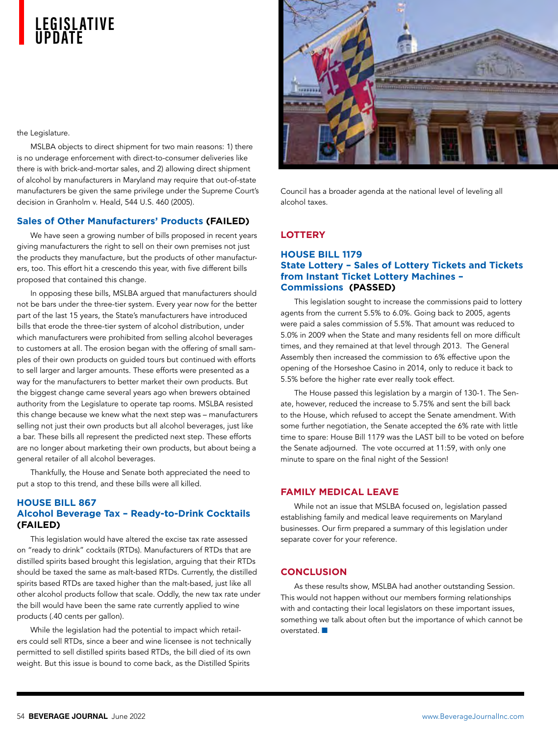# LEGISLATIVE UPDATE

the Legislature.

MSLBA objects to direct shipment for two main reasons: 1) there is no underage enforcement with direct-to-consumer deliveries like there is with brick-and-mortar sales, and 2) allowing direct shipment of alcohol by manufacturers in Maryland may require that out-of-state manufacturers be given the same privilege under the Supreme Court's decision in Granholm v. Heald, 544 U.S. 460 (2005).

### Sales of Other Manufacturers' Products **(FAILED)**

We have seen a growing number of bills proposed in recent years giving manufacturers the right to sell on their own premises not just the products they manufacture, but the products of other manufacturers, too. This effort hit a crescendo this year, with five different bills proposed that contained this change.

In opposing these bills, MSLBA argued that manufacturers should not be bars under the three-tier system. Every year now for the better part of the last 15 years, the State's manufacturers have introduced bills that erode the three-tier system of alcohol distribution, under which manufacturers were prohibited from selling alcohol beverages to customers at all. The erosion began with the offering of small samples of their own products on guided tours but continued with efforts to sell larger and larger amounts. These efforts were presented as a way for the manufacturers to better market their own products. But the biggest change came several years ago when brewers obtained authority from the Legislature to operate tap rooms. MSLBA resisted this change because we knew what the next step was – manufacturers selling not just their own products but all alcohol beverages, just like a bar. These bills all represent the predicted next step. These efforts are no longer about marketing their own products, but about being a general retailer of all alcohol beverages.

Thankfully, the House and Senate both appreciated the need to put a stop to this trend, and these bills were all killed.

### HOUSE BILL 867
### Alcohol Beverage Tax – Ready-to-Drink Cocktails **(FAILED)**

This legislation would have altered the excise tax rate assessed on "ready to drink" cocktails (RTDs). Manufacturers of RTDs that are distilled spirits based brought this legislation, arguing that their RTDs should be taxed the same as malt-based RTDs. Currently, the distilled spirits based RTDs are taxed higher than the malt-based, just like all other alcohol products follow that scale. Oddly, the new tax rate under the bill would have been the same rate currently applied to wine products (.40 cents per gallon).

While the legislation had the potential to impact which retailers could sell RTDs, since a beer and wine licensee is not technically permitted to sell distilled spirits based RTDs, the bill died of its own weight. But this issue is bound to come back, as the Distilled Spirits Council has a broader agenda at the national level of leveling all alcohol taxes.

## LOTTERY

### HOUSE BILL 1179
### State Lottery – Sales of Lottery Tickets and Tickets from Instant Ticket Lottery Machines – Commissions **(PASSED)**

This legislation sought to increase the commissions paid to lottery agents from the current 5.5% to 6.0%. Going back to 2005, agents were paid a sales commission of 5.5%. That amount was reduced to 5.0% in 2009 when the State and many residents fell on more difficult times, and they remained at that level through 2013. The General Assembly then increased the commission to 6% effective upon the opening of the Horseshoe Casino in 2014, only to reduce it back to 5.5% before the higher rate ever really took effect.

The House passed this legislation by a margin of 130-1. The Senate, however, reduced the increase to 5.75% and sent the bill back to the House, which refused to accept the Senate amendment. With some further negotiation, the Senate accepted the 6% rate with little time to spare: House Bill 1179 was the LAST bill to be voted on before the Senate adjourned. The vote occurred at 11:59, with only one minute to spare on the final night of the Session!

## FAMILY MEDICAL LEAVE

While not an issue that MSLBA focused on, legislation passed establishing family and medical leave requirements on Maryland businesses. Our firm prepared a summary of this legislation under separate cover for your reference.

## CONCLUSION

As these results show, MSLBA had another outstanding Session. This would not happen without our members forming relationships with and contacting their local legislators on these important issues, something we talk about often but the importance of which cannot be overstated. ■